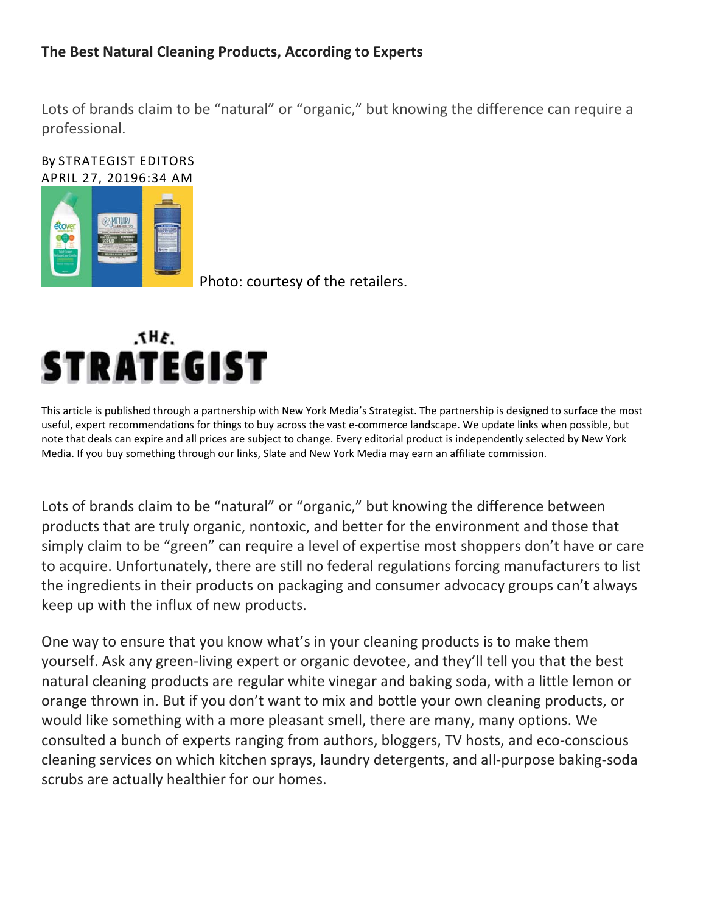# The Best Natural Cleaning Products, According to Experts

Lots of brands claim to be "natural" or "organic," but knowing the difference can require a professional.

By STRATEGIST EDITORS
APRIL 27, 20196:34 AM

Photo: courtesy of the retailers.

This article is published through a partnership with New York Media's Strategist. The partnership is designed to surface the most useful, expert recommendations for things to buy across the vast e-commerce landscape. We update links when possible, but note that deals can expire and all prices are subject to change. Every editorial product is independently selected by New York Media. If you buy something through our links, Slate and New York Media may earn an affiliate commission.

Lots of brands claim to be "natural" or "organic," but knowing the difference between products that are truly organic, nontoxic, and better for the environment and those that simply claim to be "green" can require a level of expertise most shoppers don't have or care to acquire. Unfortunately, there are still no federal regulations forcing manufacturers to list the ingredients in their products on packaging and consumer advocacy groups can't always keep up with the influx of new products.

One way to ensure that you know what's in your cleaning products is to make them yourself. Ask any green-living expert or organic devotee, and they'll tell you that the best natural cleaning products are regular white vinegar and baking soda, with a little lemon or orange thrown in. But if you don't want to mix and bottle your own cleaning products, or would like something with a more pleasant smell, there are many, many options. We consulted a bunch of experts ranging from authors, bloggers, TV hosts, and eco-conscious cleaning services on which kitchen sprays, laundry detergents, and all-purpose baking-soda scrubs are actually healthier for our homes.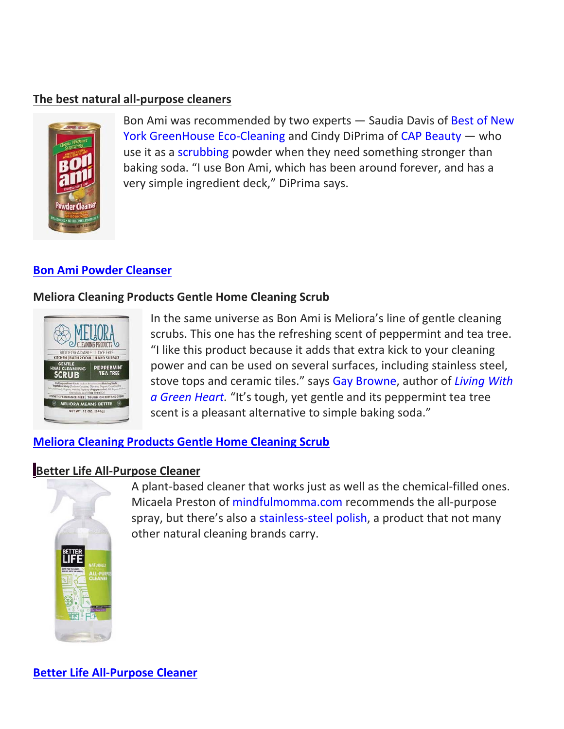## The best natural all-purpose cleaners

Bon Ami was recommended by two experts — Saudia Davis of Best of New York GreenHouse Eco-Cleaning and Cindy DiPrima of CAP Beauty — who use it as a scrubbing powder when they need something stronger than baking soda. "I use Bon Ami, which has been around forever, and has a very simple ingredient deck," DiPrima says.

**Bon Ami Powder Cleanser**

### Meliora Cleaning Products Gentle Home Cleaning Scrub

In the same universe as Bon Ami is Meliora's line of gentle cleaning scrubs. This one has the refreshing scent of peppermint and tea tree. "I like this product because it adds that extra kick to your cleaning power and can be used on several surfaces, including stainless steel, stove tops and ceramic tiles." says Gay Browne, author of *Living With a Green Heart.* "It's tough, yet gentle and its peppermint tea tree scent is a pleasant alternative to simple baking soda."

**Meliora Cleaning Products Gentle Home Cleaning Scrub**

### Better Life All-Purpose Cleaner

A plant-based cleaner that works just as well as the chemical-filled ones. Micaela Preston of mindfulmomma.com recommends the all-purpose spray, but there's also a stainless-steel polish, a product that not many other natural cleaning brands carry.

**Better Life All-Purpose Cleaner**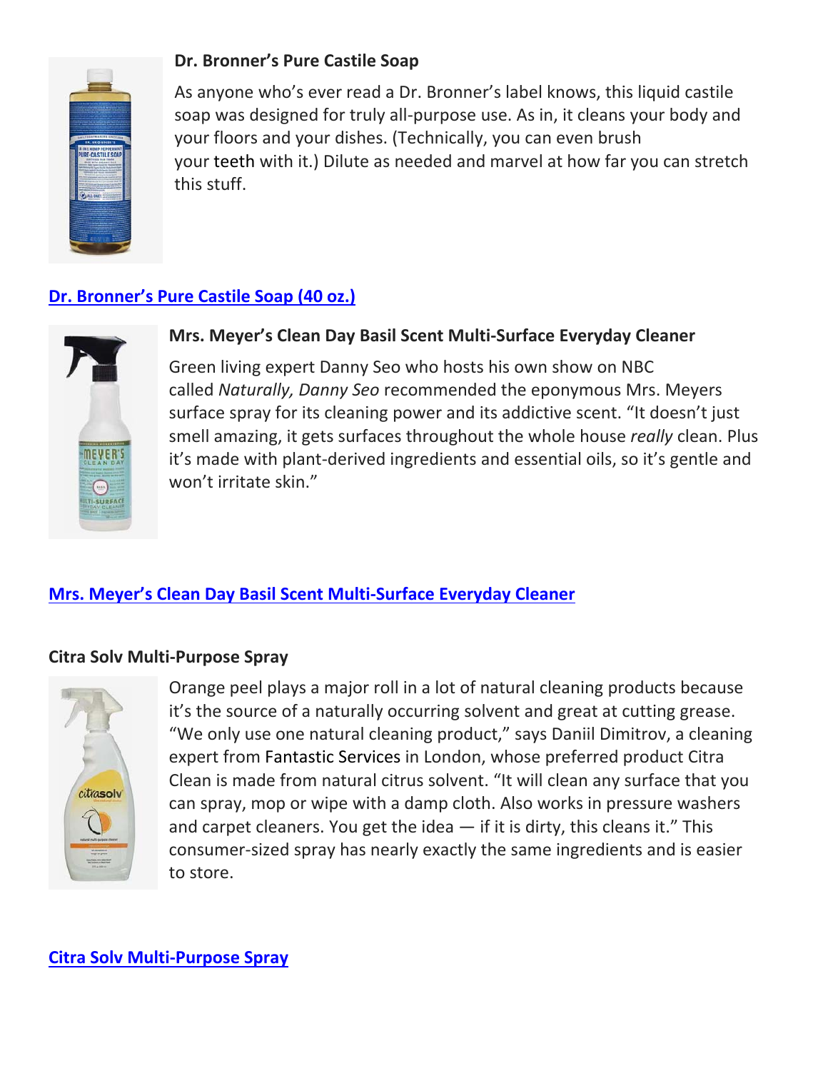**Dr. Bronner's Pure Castile Soap**

As anyone who's ever read a Dr. Bronner's label knows, this liquid castile soap was designed for truly all-purpose use. As in, it cleans your body and your floors and your dishes. (Technically, you can even brush your teeth with it.) Dilute as needed and marvel at how far you can stretch this stuff.

[Dr. Bronner's Pure Castile Soap (40 oz.)]

**Mrs. Meyer's Clean Day Basil Scent Multi-Surface Everyday Cleaner**

Green living expert Danny Seo who hosts his own show on NBC called *Naturally, Danny Seo* recommended the eponymous Mrs. Meyers surface spray for its cleaning power and its addictive scent. "It doesn't just smell amazing, it gets surfaces throughout the whole house *really* clean. Plus it's made with plant-derived ingredients and essential oils, so it's gentle and won't irritate skin."

[Mrs. Meyer's Clean Day Basil Scent Multi-Surface Everyday Cleaner]

**Citra Solv Multi-Purpose Spray**

Orange peel plays a major roll in a lot of natural cleaning products because it's the source of a naturally occurring solvent and great at cutting grease. "We only use one natural cleaning product," says Daniil Dimitrov, a cleaning expert from Fantastic Services in London, whose preferred product Citra Clean is made from natural citrus solvent. "It will clean any surface that you can spray, mop or wipe with a damp cloth. Also works in pressure washers and carpet cleaners. You get the idea — if it is dirty, this cleans it." This consumer-sized spray has nearly exactly the same ingredients and is easier to store.

[Citra Solv Multi-Purpose Spray]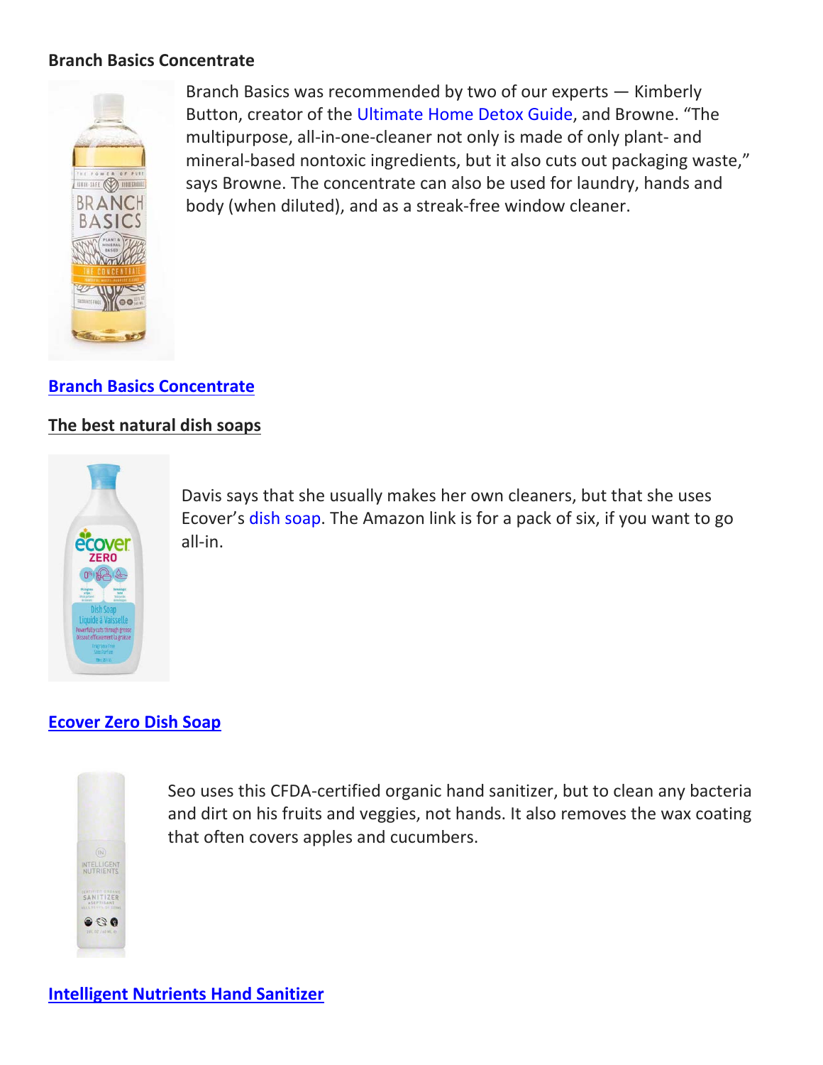**Branch Basics Concentrate**

Branch Basics was recommended by two of our experts — Kimberly Button, creator of the Ultimate Home Detox Guide, and Browne. "The multipurpose, all-in-one-cleaner not only is made of only plant- and mineral-based nontoxic ingredients, but it also cuts out packaging waste," says Browne. The concentrate can also be used for laundry, hands and body (when diluted), and as a streak-free window cleaner.

**Branch Basics Concentrate**

**The best natural dish soaps**

Davis says that she usually makes her own cleaners, but that she uses Ecover's dish soap. The Amazon link is for a pack of six, if you want to go all-in.

**Ecover Zero Dish Soap**

Seo uses this CFDA-certified organic hand sanitizer, but to clean any bacteria and dirt on his fruits and veggies, not hands. It also removes the wax coating that often covers apples and cucumbers.

**Intelligent Nutrients Hand Sanitizer**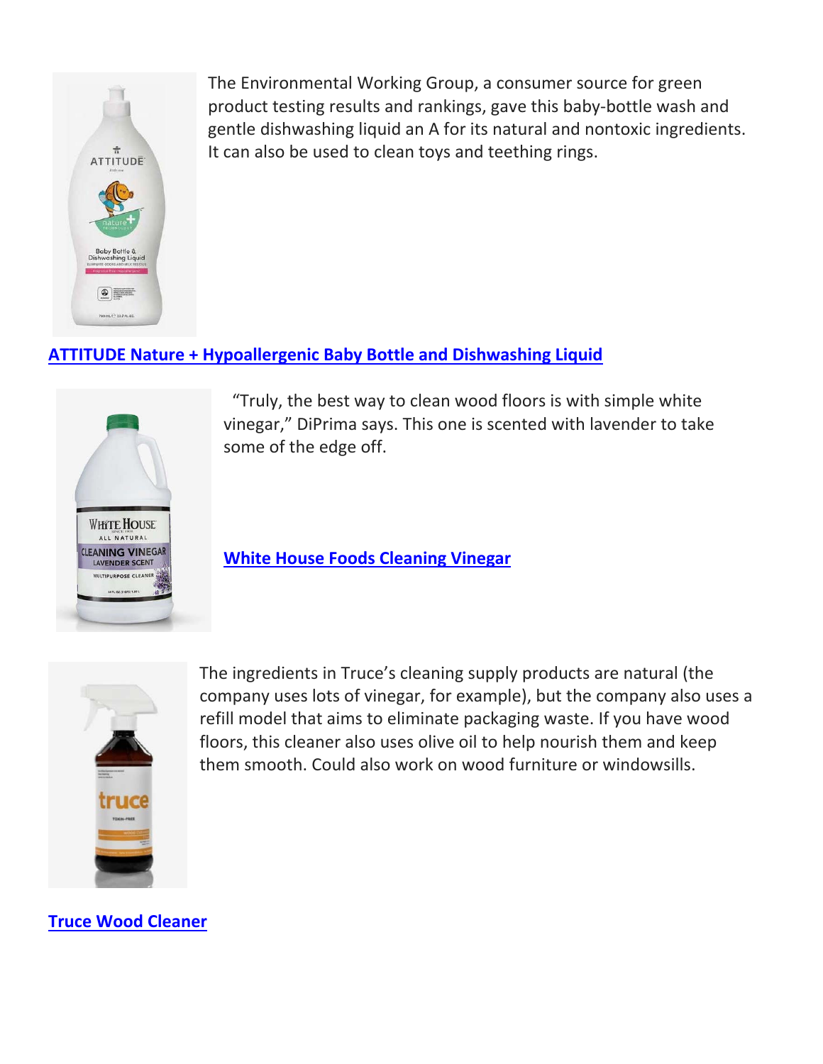The Environmental Working Group, a consumer source for green product testing results and rankings, gave this baby-bottle wash and gentle dishwashing liquid an A for its natural and nontoxic ingredients. It can also be used to clean toys and teething rings.

**ATTITUDE Nature + Hypoallergenic Baby Bottle and Dishwashing Liquid**

"Truly, the best way to clean wood floors is with simple white vinegar," DiPrima says. This one is scented with lavender to take some of the edge off.

**White House Foods Cleaning Vinegar**

The ingredients in Truce's cleaning supply products are natural (the company uses lots of vinegar, for example), but the company also uses a refill model that aims to eliminate packaging waste. If you have wood floors, this cleaner also uses olive oil to help nourish them and keep them smooth. Could also work on wood furniture or windowsills.

**Truce Wood Cleaner**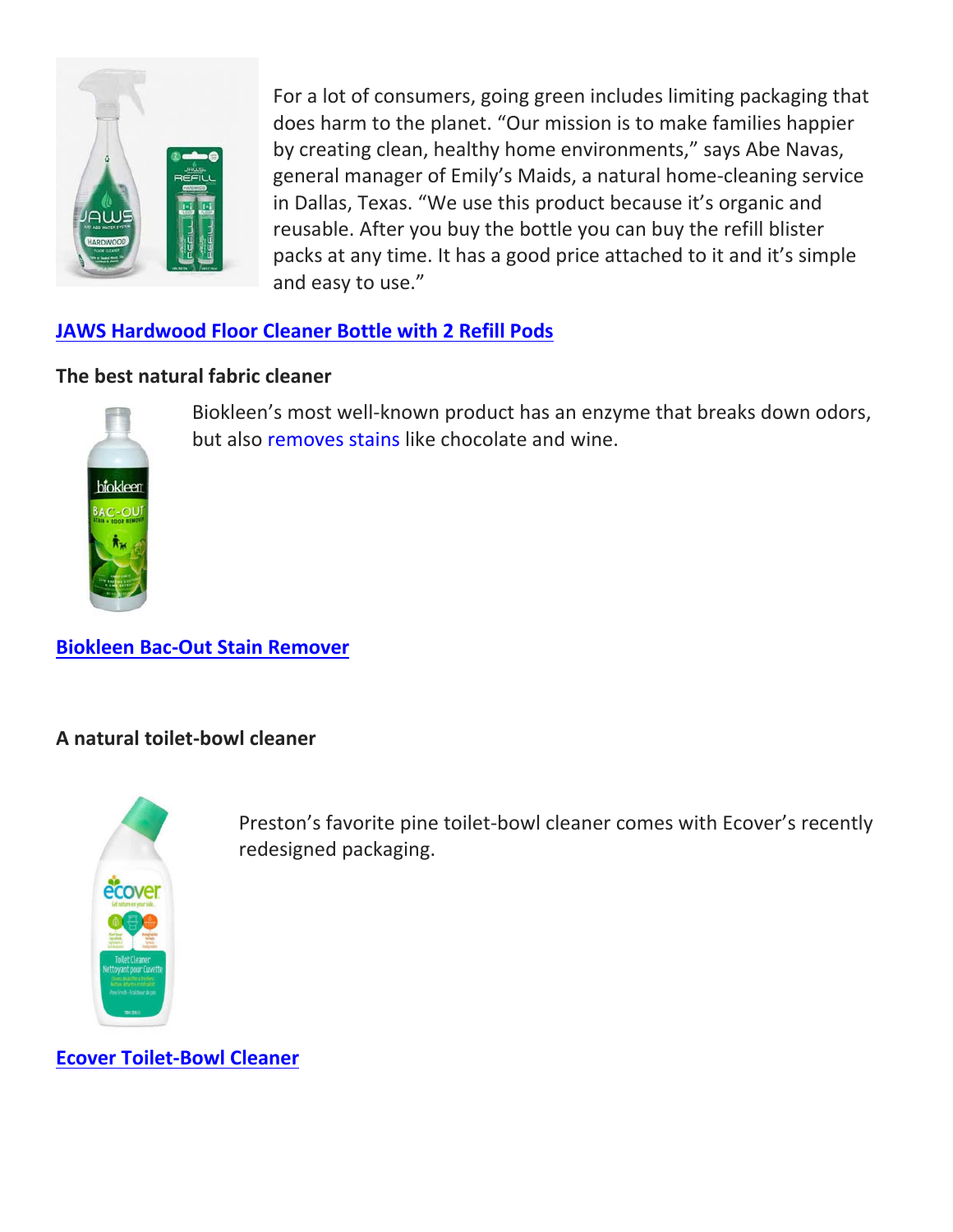For a lot of consumers, going green includes limiting packaging that does harm to the planet. "Our mission is to make families happier by creating clean, healthy home environments," says Abe Navas, general manager of Emily's Maids, a natural home-cleaning service in Dallas, Texas. "We use this product because it's organic and reusable. After you buy the bottle you can buy the refill blister packs at any time. It has a good price attached to it and it's simple and easy to use."

**JAWS Hardwood Floor Cleaner Bottle with 2 Refill Pods**

**The best natural fabric cleaner**

Biokleen's most well-known product has an enzyme that breaks down odors, but also removes stains like chocolate and wine.

**Biokleen Bac-Out Stain Remover**

**A natural toilet-bowl cleaner**

Preston's favorite pine toilet-bowl cleaner comes with Ecover's recently redesigned packaging.

**Ecover Toilet-Bowl Cleaner**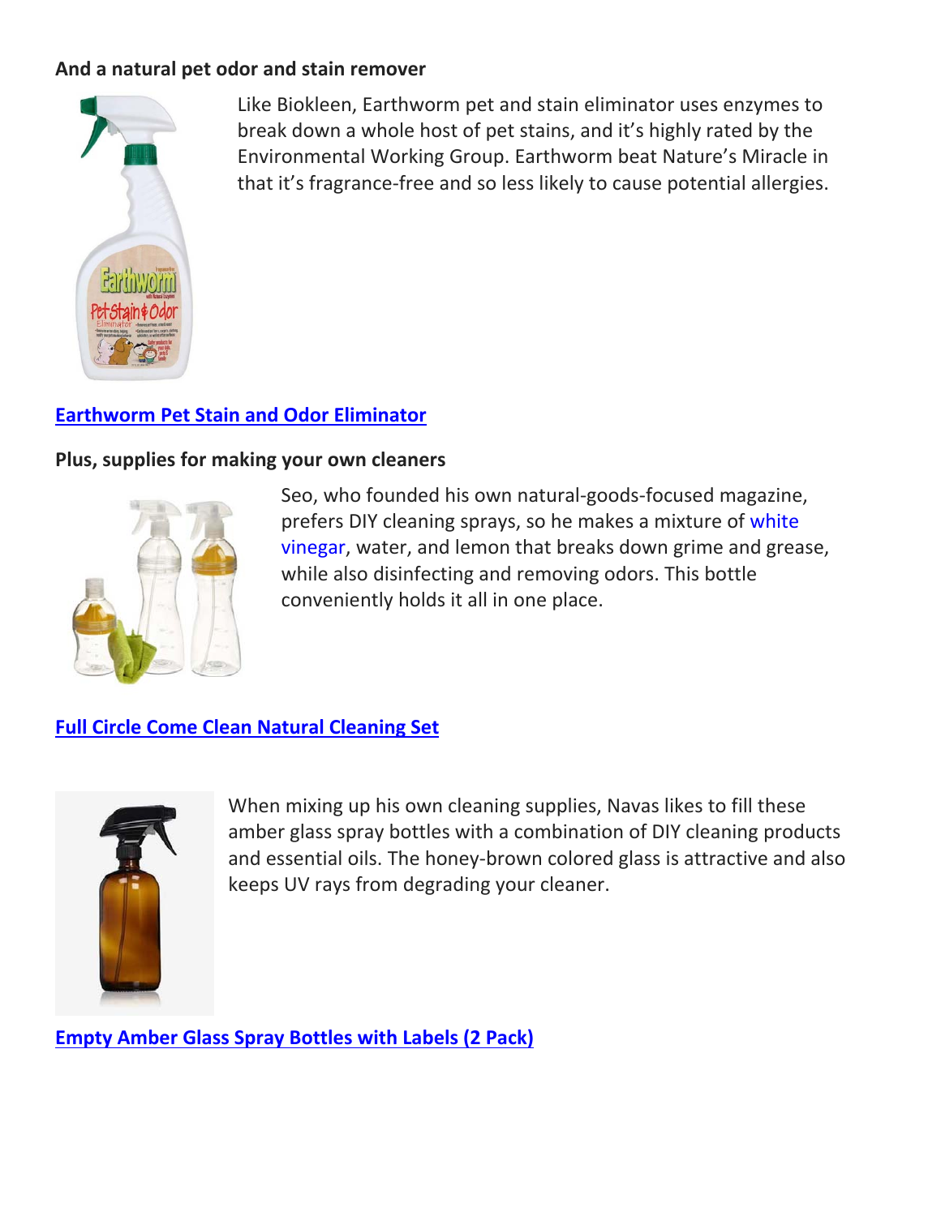**And a natural pet odor and stain remover**

Like Biokleen, Earthworm pet and stain eliminator uses enzymes to break down a whole host of pet stains, and it's highly rated by the Environmental Working Group. Earthworm beat Nature's Miracle in that it's fragrance-free and so less likely to cause potential allergies.

**Earthworm Pet Stain and Odor Eliminator**

**Plus, supplies for making your own cleaners**

Seo, who founded his own natural-goods-focused magazine, prefers DIY cleaning sprays, so he makes a mixture of white vinegar, water, and lemon that breaks down grime and grease, while also disinfecting and removing odors. This bottle conveniently holds it all in one place.

**Full Circle Come Clean Natural Cleaning Set**

When mixing up his own cleaning supplies, Navas likes to fill these amber glass spray bottles with a combination of DIY cleaning products and essential oils. The honey-brown colored glass is attractive and also keeps UV rays from degrading your cleaner.

**Empty Amber Glass Spray Bottles with Labels (2 Pack)**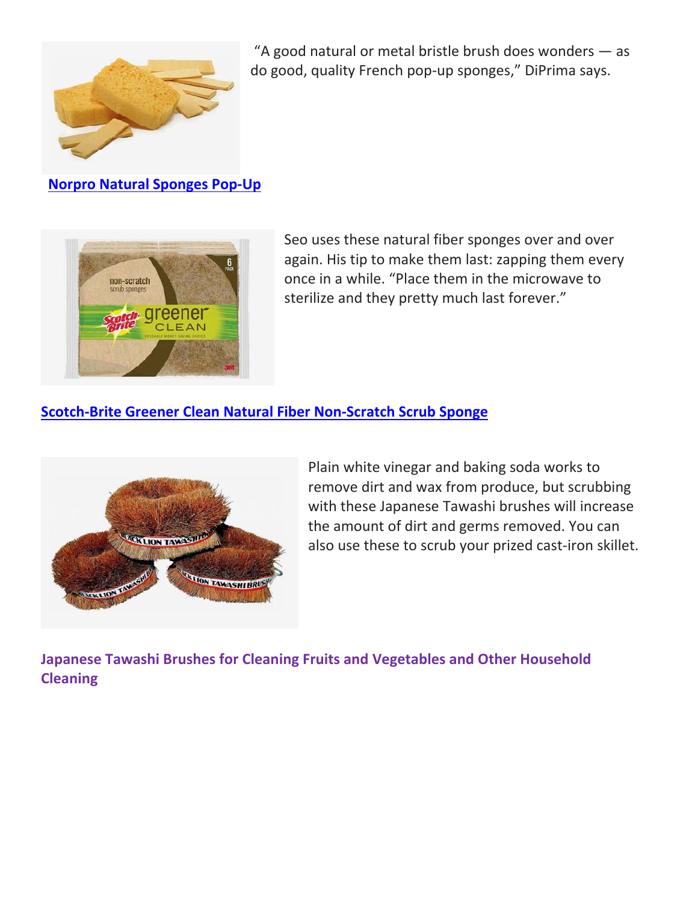"A good natural or metal bristle brush does wonders — as do good, quality French pop-up sponges," DiPrima says.

**Norpro Natural Sponges Pop-Up**

Seo uses these natural fiber sponges over and over again. His tip to make them last: zapping them every once in a while. "Place them in the microwave to sterilize and they pretty much last forever."

**Scotch-Brite Greener Clean Natural Fiber Non-Scratch Scrub Sponge**

Plain white vinegar and baking soda works to remove dirt and wax from produce, but scrubbing with these Japanese Tawashi brushes will increase the amount of dirt and germs removed. You can also use these to scrub your prized cast-iron skillet.

**Japanese Tawashi Brushes for Cleaning Fruits and Vegetables and Other Household Cleaning**